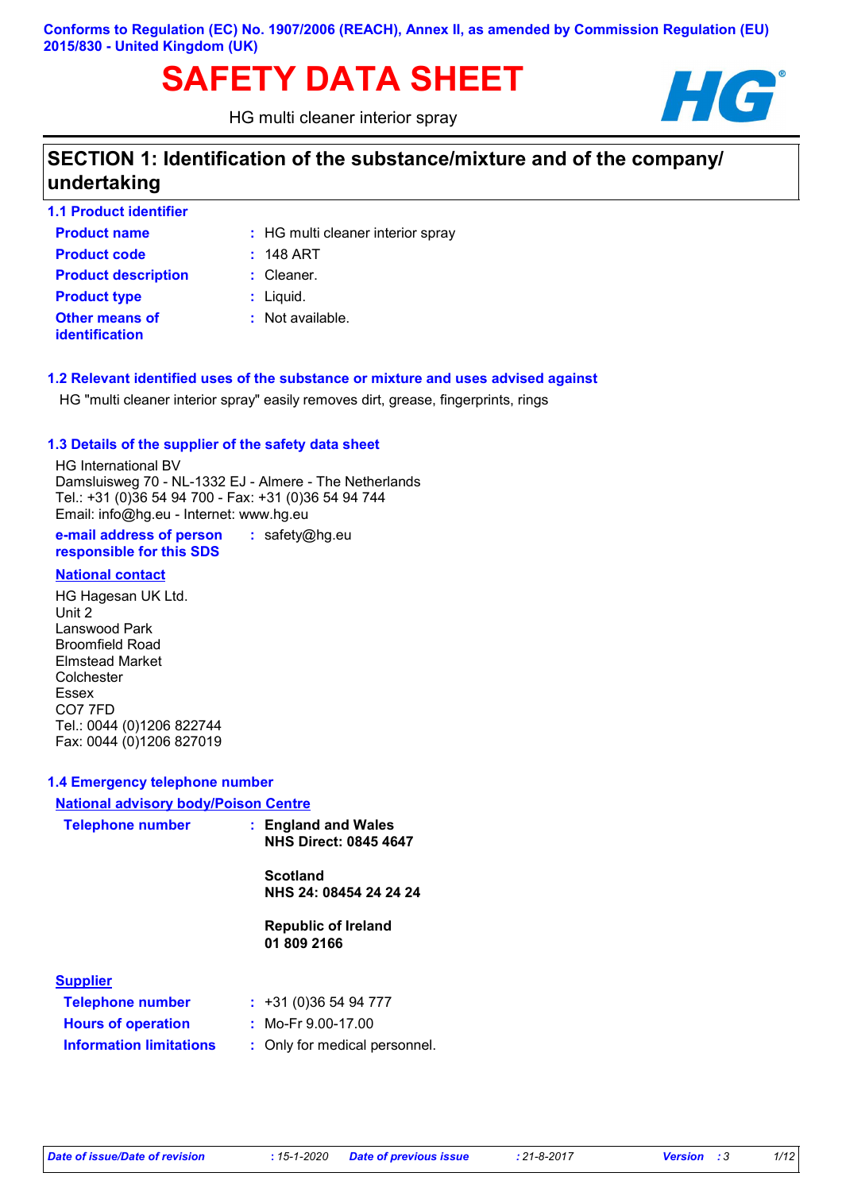Conforms to Regulation (EC) No. 1907/2006 (REACH), Annex II, as amended by Commission Regulation (EU) 2015/830 - United Kingdom (UK)

# SAFETY DATA SHEET

HG multi cleaner interior spray

## SECTION 1: Identification of the substance/mixture and of the company/ undertaking

### 1.1 Product identifier

| | |
|---|---|
| **Product name** | : HG multi cleaner interior spray |
| **Product code** | : 148 ART |
| **Product description** | : Cleaner. |
| **Product type** | : Liquid. |
| **Other means of identification** | : Not available. |

### 1.2 Relevant identified uses of the substance or mixture and uses advised against

HG "multi cleaner interior spray" easily removes dirt, grease, fingerprints, rings

### 1.3 Details of the supplier of the safety data sheet

HG International BV
Damsluisweg 70 - NL-1332 EJ - Almere - The Netherlands
Tel.: +31 (0)36 54 94 700 - Fax: +31 (0)36 54 94 744
Email: info@hg.eu - Internet: www.hg.eu

**e-mail address of person responsible for this SDS** : safety@hg.eu

**National contact**

HG Hagesan UK Ltd.
Unit 2
Lanswood Park
Broomfield Road
Elmstead Market
Colchester
Essex
CO7 7FD
Tel.: 0044 (0)1206 822744
Fax: 0044 (0)1206 827019

### 1.4 Emergency telephone number

**National advisory body/Poison Centre**

**Telephone number** :
**England and Wales**
**NHS Direct: 0845 4647**

**Scotland**
**NHS 24: 08454 24 24 24**

**Republic of Ireland**
**01 809 2166**

**Supplier**

| | |
|---|---|
| **Telephone number** | : +31 (0)36 54 94 777 |
| **Hours of operation** | : Mo-Fr 9.00-17.00 |
| **Information limitations** | : Only for medical personnel. |

*Date of issue/Date of revision* : 15-1-2020 *Date of previous issue* : 21-8-2017 *Version* : 3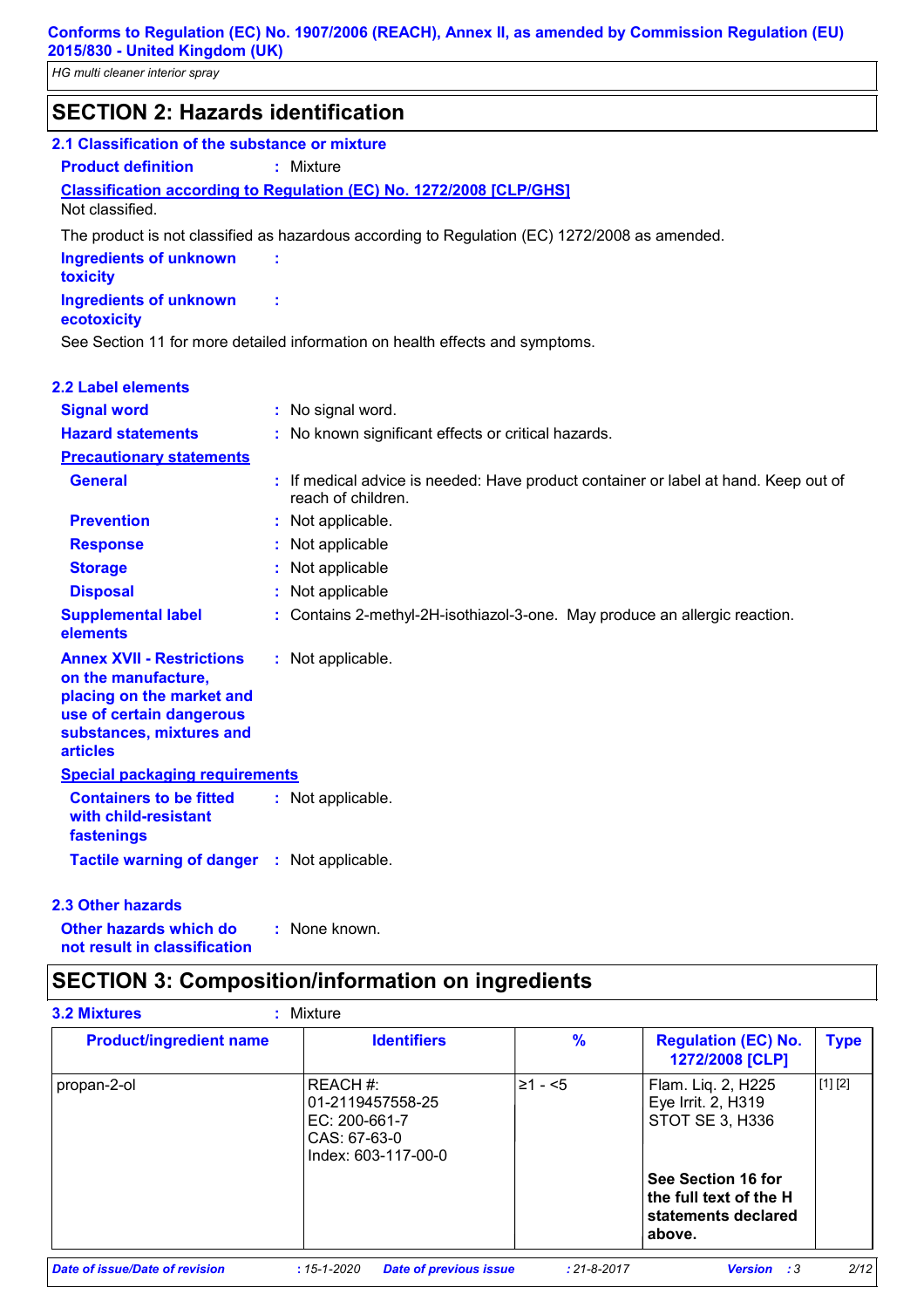## SECTION 2: Hazards identification

### 2.1 Classification of the substance or mixture

**Product definition** : Mixture

**Classification according to Regulation (EC) No. 1272/2008 [CLP/GHS]**

Not classified.

The product is not classified as hazardous according to Regulation (EC) 1272/2008 as amended.

**Ingredients of unknown toxicity** :

**Ingredients of unknown ecotoxicity** :

See Section 11 for more detailed information on health effects and symptoms.

### 2.2 Label elements

**Signal word** : No signal word.

**Hazard statements** : No known significant effects or critical hazards.

**Precautionary statements**

**General** : If medical advice is needed: Have product container or label at hand. Keep out of reach of children.

**Prevention** : Not applicable.

**Response** : Not applicable

**Storage** : Not applicable

**Disposal** : Not applicable

**Supplemental label elements** : Contains 2-methyl-2H-isothiazol-3-one. May produce an allergic reaction.

**Annex XVII - Restrictions on the manufacture, placing on the market and use of certain dangerous substances, mixtures and articles** : Not applicable.

**Special packaging requirements**

**Containers to be fitted with child-resistant fastenings** : Not applicable.

**Tactile warning of danger** : Not applicable.

### 2.3 Other hazards

**Other hazards which do not result in classification** : None known.

## SECTION 3: Composition/information on ingredients

**3.2 Mixtures** : Mixture

| Product/ingredient name | Identifiers | % | Regulation (EC) No. 1272/2008 [CLP] | Type |
|---|---|---|---|---|
| propan-2-ol | REACH #: 01-2119457558-25<br>EC: 200-661-7<br>CAS: 67-63-0<br>Index: 603-117-00-0 | ≥1 - <5 | Flam. Liq. 2, H225<br>Eye Irrit. 2, H319<br>STOT SE 3, H336<br><br>**See Section 16 for the full text of the H statements declared above.** | [1] [2] |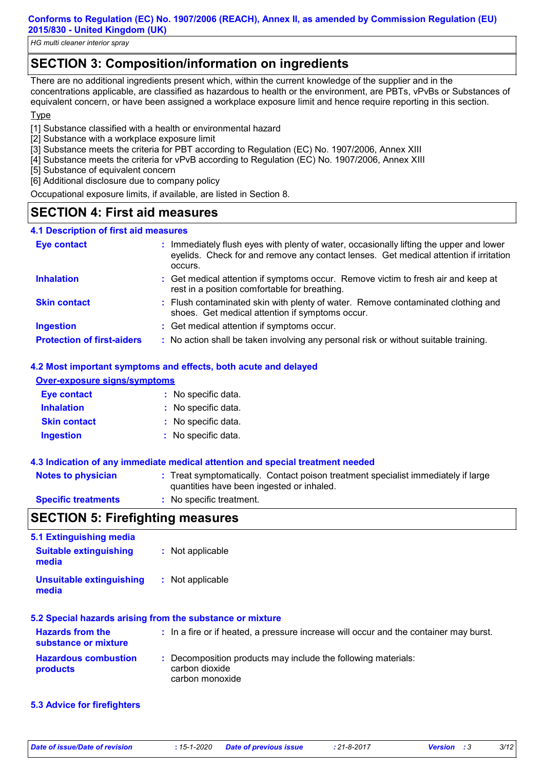## SECTION 3: Composition/information on ingredients

There are no additional ingredients present which, within the current knowledge of the supplier and in the concentrations applicable, are classified as hazardous to health or the environment, are PBTs, vPvBs or Substances of equivalent concern, or have been assigned a workplace exposure limit and hence require reporting in this section.

Type

[1] Substance classified with a health or environmental hazard
[2] Substance with a workplace exposure limit
[3] Substance meets the criteria for PBT according to Regulation (EC) No. 1907/2006, Annex XIII
[4] Substance meets the criteria for vPvB according to Regulation (EC) No. 1907/2006, Annex XIII
[5] Substance of equivalent concern
[6] Additional disclosure due to company policy

Occupational exposure limits, if available, are listed in Section 8.

## SECTION 4: First aid measures

### 4.1 Description of first aid measures

**Eye contact** : Immediately flush eyes with plenty of water, occasionally lifting the upper and lower eyelids. Check for and remove any contact lenses. Get medical attention if irritation occurs.

**Inhalation** : Get medical attention if symptoms occur. Remove victim to fresh air and keep at rest in a position comfortable for breathing.

**Skin contact** : Flush contaminated skin with plenty of water. Remove contaminated clothing and shoes. Get medical attention if symptoms occur.

**Ingestion** : Get medical attention if symptoms occur.

**Protection of first-aiders** : No action shall be taken involving any personal risk or without suitable training.

### 4.2 Most important symptoms and effects, both acute and delayed

**Over-exposure signs/symptoms**

**Eye contact** : No specific data.

**Inhalation** : No specific data.

**Skin contact** : No specific data.

**Ingestion** : No specific data.

### 4.3 Indication of any immediate medical attention and special treatment needed

**Notes to physician** : Treat symptomatically. Contact poison treatment specialist immediately if large quantities have been ingested or inhaled.

**Specific treatments** : No specific treatment.

## SECTION 5: Firefighting measures

### 5.1 Extinguishing media

**Suitable extinguishing media** : Not applicable

**Unsuitable extinguishing media** : Not applicable

### 5.2 Special hazards arising from the substance or mixture

**Hazards from the substance or mixture** : In a fire or if heated, a pressure increase will occur and the container may burst.

**Hazardous combustion products** : Decomposition products may include the following materials:
carbon dioxide
carbon monoxide

### 5.3 Advice for firefighters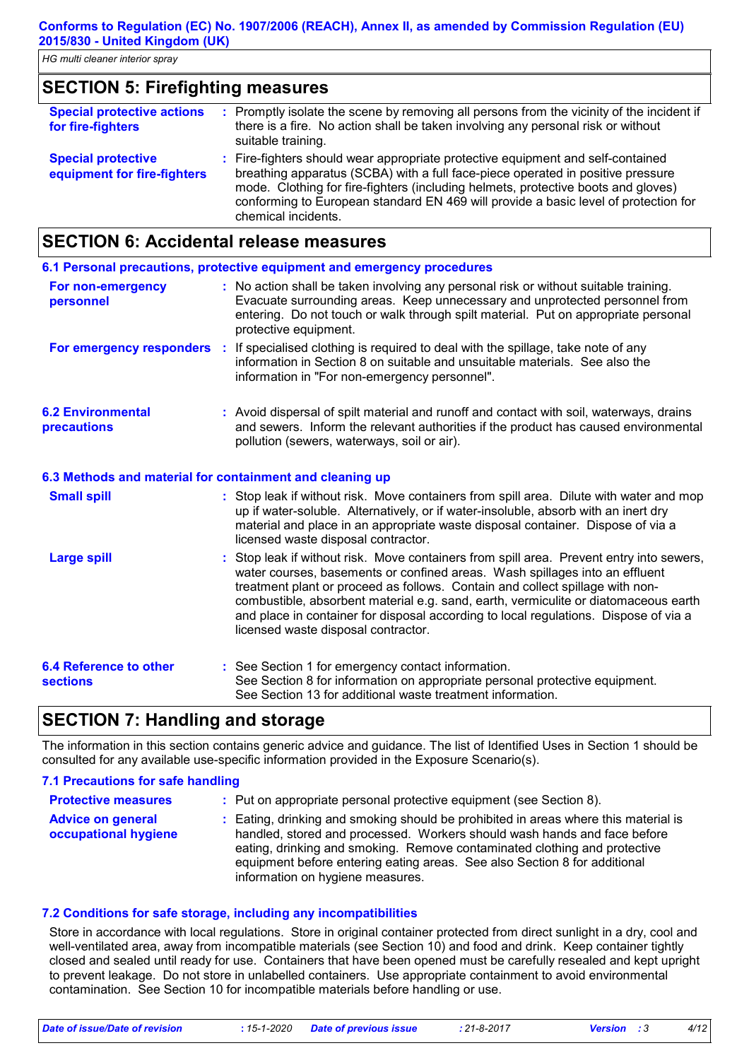## SECTION 5: Firefighting measures

**Special protective actions for fire-fighters** : Promptly isolate the scene by removing all persons from the vicinity of the incident if there is a fire. No action shall be taken involving any personal risk or without suitable training.

**Special protective equipment for fire-fighters** : Fire-fighters should wear appropriate protective equipment and self-contained breathing apparatus (SCBA) with a full face-piece operated in positive pressure mode. Clothing for fire-fighters (including helmets, protective boots and gloves) conforming to European standard EN 469 will provide a basic level of protection for chemical incidents.

## SECTION 6: Accidental release measures

### 6.1 Personal precautions, protective equipment and emergency procedures

**For non-emergency personnel** : No action shall be taken involving any personal risk or without suitable training. Evacuate surrounding areas. Keep unnecessary and unprotected personnel from entering. Do not touch or walk through spilt material. Put on appropriate personal protective equipment.

**For emergency responders** : If specialised clothing is required to deal with the spillage, take note of any information in Section 8 on suitable and unsuitable materials. See also the information in "For non-emergency personnel".

**6.2 Environmental precautions** : Avoid dispersal of spilt material and runoff and contact with soil, waterways, drains and sewers. Inform the relevant authorities if the product has caused environmental pollution (sewers, waterways, soil or air).

### 6.3 Methods and material for containment and cleaning up

**Small spill** : Stop leak if without risk. Move containers from spill area. Dilute with water and mop up if water-soluble. Alternatively, or if water-insoluble, absorb with an inert dry material and place in an appropriate waste disposal container. Dispose of via a licensed waste disposal contractor.

**Large spill** : Stop leak if without risk. Move containers from spill area. Prevent entry into sewers, water courses, basements or confined areas. Wash spillages into an effluent treatment plant or proceed as follows. Contain and collect spillage with non-combustible, absorbent material e.g. sand, earth, vermiculite or diatomaceous earth and place in container for disposal according to local regulations. Dispose of via a licensed waste disposal contractor.

**6.4 Reference to other sections** : See Section 1 for emergency contact information.
See Section 8 for information on appropriate personal protective equipment.
See Section 13 for additional waste treatment information.

## SECTION 7: Handling and storage

The information in this section contains generic advice and guidance. The list of Identified Uses in Section 1 should be consulted for any available use-specific information provided in the Exposure Scenario(s).

### 7.1 Precautions for safe handling

**Protective measures** : Put on appropriate personal protective equipment (see Section 8).

**Advice on general occupational hygiene** : Eating, drinking and smoking should be prohibited in areas where this material is handled, stored and processed. Workers should wash hands and face before eating, drinking and smoking. Remove contaminated clothing and protective equipment before entering eating areas. See also Section 8 for additional information on hygiene measures.

### 7.2 Conditions for safe storage, including any incompatibilities

Store in accordance with local regulations. Store in original container protected from direct sunlight in a dry, cool and well-ventilated area, away from incompatible materials (see Section 10) and food and drink. Keep container tightly closed and sealed until ready for use. Containers that have been opened must be carefully resealed and kept upright to prevent leakage. Do not store in unlabelled containers. Use appropriate containment to avoid environmental contamination. See Section 10 for incompatible materials before handling or use.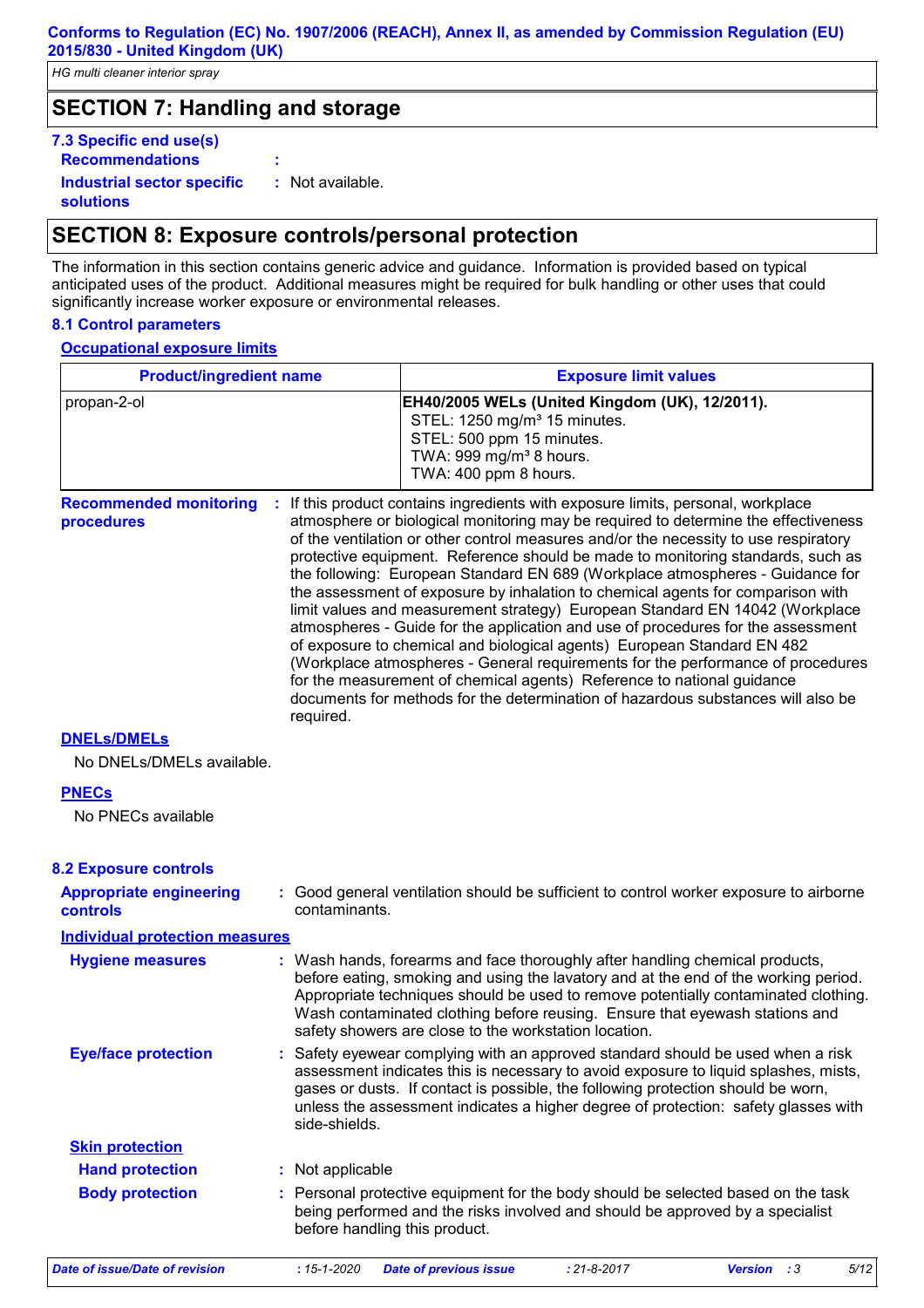## SECTION 7: Handling and storage

### 7.3 Specific end use(s)

**Recommendations** :

**Industrial sector specific solutions** : Not available.

## SECTION 8: Exposure controls/personal protection

The information in this section contains generic advice and guidance. Information is provided based on typical anticipated uses of the product. Additional measures might be required for bulk handling or other uses that could significantly increase worker exposure or environmental releases.

### 8.1 Control parameters

**Occupational exposure limits**

| Product/ingredient name | Exposure limit values |
|---|---|
| propan-2-ol | **EH40/2005 WELs (United Kingdom (UK), 12/2011).**<br>STEL: 1250 mg/m³ 15 minutes.<br>STEL: 500 ppm 15 minutes.<br>TWA: 999 mg/m³ 8 hours.<br>TWA: 400 ppm 8 hours. |

**Recommended monitoring procedures** : If this product contains ingredients with exposure limits, personal, workplace atmosphere or biological monitoring may be required to determine the effectiveness of the ventilation or other control measures and/or the necessity to use respiratory protective equipment. Reference should be made to monitoring standards, such as the following: European Standard EN 689 (Workplace atmospheres - Guidance for the assessment of exposure by inhalation to chemical agents for comparison with limit values and measurement strategy) European Standard EN 14042 (Workplace atmospheres - Guide for the application and use of procedures for the assessment of exposure to chemical and biological agents) European Standard EN 482 (Workplace atmospheres - General requirements for the performance of procedures for the measurement of chemical agents) Reference to national guidance documents for methods for the determination of hazardous substances will also be required.

**DNELs/DMELs**

No DNELs/DMELs available.

**PNECs**

No PNECs available

### 8.2 Exposure controls

**Appropriate engineering controls** : Good general ventilation should be sufficient to control worker exposure to airborne contaminants.

**Individual protection measures**

**Hygiene measures** : Wash hands, forearms and face thoroughly after handling chemical products, before eating, smoking and using the lavatory and at the end of the working period. Appropriate techniques should be used to remove potentially contaminated clothing. Wash contaminated clothing before reusing. Ensure that eyewash stations and safety showers are close to the workstation location.

**Eye/face protection** : Safety eyewear complying with an approved standard should be used when a risk assessment indicates this is necessary to avoid exposure to liquid splashes, mists, gases or dusts. If contact is possible, the following protection should be worn, unless the assessment indicates a higher degree of protection: safety glasses with side-shields.

**Skin protection**

**Hand protection** : Not applicable

**Body protection** : Personal protective equipment for the body should be selected based on the task being performed and the risks involved and should be approved by a specialist before handling this product.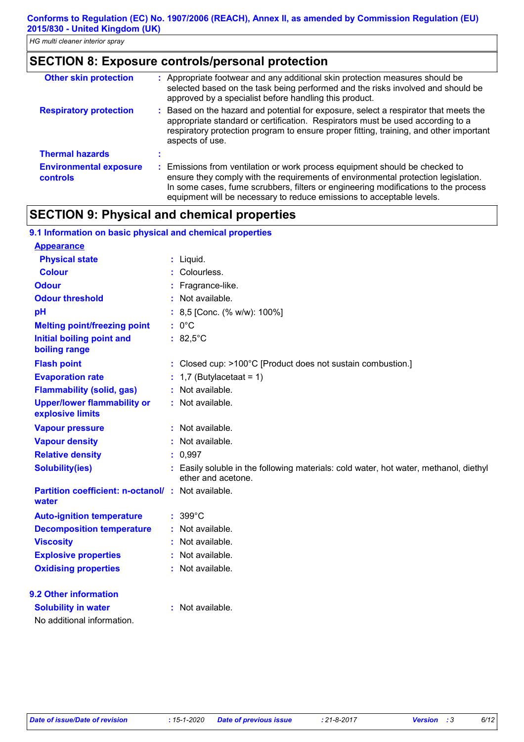## SECTION 8: Exposure controls/personal protection

| | |
|---|---|
| **Other skin protection** | : Appropriate footwear and any additional skin protection measures should be selected based on the task being performed and the risks involved and should be approved by a specialist before handling this product. |
| **Respiratory protection** | : Based on the hazard and potential for exposure, select a respirator that meets the appropriate standard or certification. Respirators must be used according to a respiratory protection program to ensure proper fitting, training, and other important aspects of use. |
| **Thermal hazards** | : |
| **Environmental exposure controls** | : Emissions from ventilation or work process equipment should be checked to ensure they comply with the requirements of environmental protection legislation. In some cases, fume scrubbers, filters or engineering modifications to the process equipment will be necessary to reduce emissions to acceptable levels. |

## SECTION 9: Physical and chemical properties

### 9.1 Information on basic physical and chemical properties

**Appearance**

| | |
|---|---|
| **Physical state** | : Liquid. |
| **Colour** | : Colourless. |
| **Odour** | : Fragrance-like. |
| **Odour threshold** | : Not available. |
| **pH** | : 8,5 [Conc. (% w/w): 100%] |
| **Melting point/freezing point** | : 0°C |
| **Initial boiling point and boiling range** | : 82,5°C |
| **Flash point** | : Closed cup: >100°C [Product does not sustain combustion.] |
| **Evaporation rate** | : 1,7 (Butylacetaat = 1) |
| **Flammability (solid, gas)** | : Not available. |
| **Upper/lower flammability or explosive limits** | : Not available. |
| **Vapour pressure** | : Not available. |
| **Vapour density** | : Not available. |
| **Relative density** | : 0,997 |
| **Solubility(ies)** | : Easily soluble in the following materials: cold water, hot water, methanol, diethyl ether and acetone. |
| **Partition coefficient: n-octanol/ water** | : Not available. |
| **Auto-ignition temperature** | : 399°C |
| **Decomposition temperature** | : Not available. |
| **Viscosity** | : Not available. |
| **Explosive properties** | : Not available. |
| **Oxidising properties** | : Not available. |

### 9.2 Other information

| | |
|---|---|
| **Solubility in water** | : Not available. |

No additional information.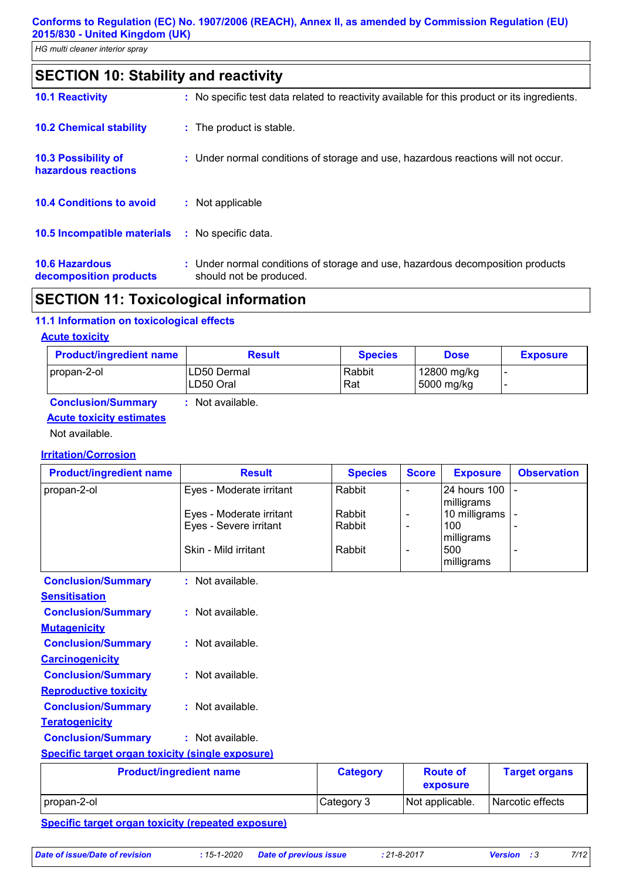## SECTION 10: Stability and reactivity

**10.1 Reactivity** : No specific test data related to reactivity available for this product or its ingredients.

**10.2 Chemical stability** : The product is stable.

**10.3 Possibility of hazardous reactions** : Under normal conditions of storage and use, hazardous reactions will not occur.

**10.4 Conditions to avoid** : Not applicable

**10.5 Incompatible materials** : No specific data.

**10.6 Hazardous decomposition products** : Under normal conditions of storage and use, hazardous decomposition products should not be produced.

## SECTION 11: Toxicological information

### 11.1 Information on toxicological effects

**Acute toxicity**

| Product/ingredient name | Result | Species | Dose | Exposure |
|---|---|---|---|---|
| propan-2-ol | LD50 Dermal | Rabbit | 12800 mg/kg | - |
| | LD50 Oral | Rat | 5000 mg/kg | - |

**Conclusion/Summary** : Not available.

**Acute toxicity estimates**

Not available.

**Irritation/Corrosion**

| Product/ingredient name | Result | Species | Score | Exposure | Observation |
|---|---|---|---|---|---|
| propan-2-ol | Eyes - Moderate irritant | Rabbit | - | 24 hours 100 milligrams | - |
| | Eyes - Moderate irritant | Rabbit | - | 10 milligrams | - |
| | Eyes - Severe irritant | Rabbit | - | 100 milligrams | - |
| | Skin - Mild irritant | Rabbit | - | 500 milligrams | - |

**Conclusion/Summary** : Not available.

**Sensitisation**

**Conclusion/Summary** : Not available.

**Mutagenicity**

**Conclusion/Summary** : Not available.

**Carcinogenicity**

**Conclusion/Summary** : Not available.

**Reproductive toxicity**

**Conclusion/Summary** : Not available.

**Teratogenicity**

**Conclusion/Summary** : Not available.

**Specific target organ toxicity (single exposure)**

| Product/ingredient name | Category | Route of exposure | Target organs |
|---|---|---|---|
| propan-2-ol | Category 3 | Not applicable. | Narcotic effects |

**Specific target organ toxicity (repeated exposure)**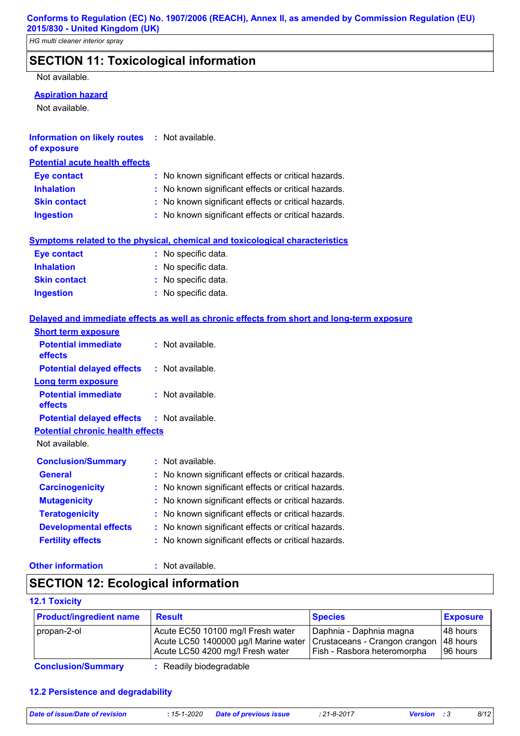## SECTION 11: Toxicological information

Not available.

**Aspiration hazard**

Not available.

**Information on likely routes of exposure** : Not available.

**Potential acute health effects**

**Eye contact** : No known significant effects or critical hazards.

**Inhalation** : No known significant effects or critical hazards.

**Skin contact** : No known significant effects or critical hazards.

**Ingestion** : No known significant effects or critical hazards.

**Symptoms related to the physical, chemical and toxicological characteristics**

**Eye contact** : No specific data.

**Inhalation** : No specific data.

**Skin contact** : No specific data.

**Ingestion** : No specific data.

**Delayed and immediate effects as well as chronic effects from short and long-term exposure**

**Short term exposure**

**Potential immediate effects** : Not available.

**Potential delayed effects** : Not available.

**Long term exposure**

**Potential immediate effects** : Not available.

**Potential delayed effects** : Not available.

**Potential chronic health effects**

Not available.

**Conclusion/Summary** : Not available.

**General** : No known significant effects or critical hazards.

**Carcinogenicity** : No known significant effects or critical hazards.

**Mutagenicity** : No known significant effects or critical hazards.

**Teratogenicity** : No known significant effects or critical hazards.

**Developmental effects** : No known significant effects or critical hazards.

**Fertility effects** : No known significant effects or critical hazards.

**Other information** : Not available.

## SECTION 12: Ecological information

### 12.1 Toxicity

| Product/ingredient name | Result | Species | Exposure |
|---|---|---|---|
| propan-2-ol | Acute EC50 10100 mg/l Fresh water<br>Acute LC50 1400000 µg/l Marine water<br>Acute LC50 4200 mg/l Fresh water | Daphnia - Daphnia magna<br>Crustaceans - Crangon crangon<br>Fish - Rasbora heteromorpha | 48 hours<br>48 hours<br>96 hours |

**Conclusion/Summary** : Readily biodegradable

### 12.2 Persistence and degradability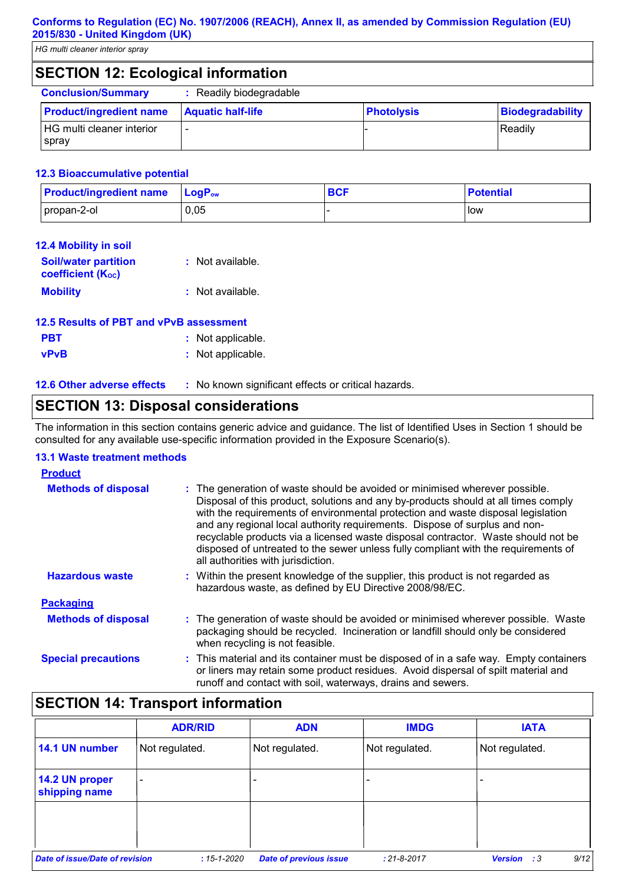## SECTION 12: Ecological information

**Conclusion/Summary** : Readily biodegradable

| Product/ingredient name | Aquatic half-life | Photolysis | Biodegradability |
|---|---|---|---|
| HG multi cleaner interior spray | - | - | Readily |

### 12.3 Bioaccumulative potential

| Product/ingredient name | $LogP_{ow}$ | BCF | Potential |
|---|---|---|---|
| propan-2-ol | 0,05 | - | low |

### 12.4 Mobility in soil

**Soil/water partition coefficient ($K_{OC}$)** : Not available.

**Mobility** : Not available.

### 12.5 Results of PBT and vPvB assessment

**PBT** : Not applicable.

**vPvB** : Not applicable.

### 12.6 Other adverse effects

: No known significant effects or critical hazards.

## SECTION 13: Disposal considerations

The information in this section contains generic advice and guidance. The list of Identified Uses in Section 1 should be consulted for any available use-specific information provided in the Exposure Scenario(s).

### 13.1 Waste treatment methods

**Product**

**Methods of disposal** : The generation of waste should be avoided or minimised wherever possible. Disposal of this product, solutions and any by-products should at all times comply with the requirements of environmental protection and waste disposal legislation and any regional local authority requirements. Dispose of surplus and non-recyclable products via a licensed waste disposal contractor. Waste should not be disposed of untreated to the sewer unless fully compliant with the requirements of all authorities with jurisdiction.

**Hazardous waste** : Within the present knowledge of the supplier, this product is not regarded as hazardous waste, as defined by EU Directive 2008/98/EC.

**Packaging**

**Methods of disposal** : The generation of waste should be avoided or minimised wherever possible. Waste packaging should be recycled. Incineration or landfill should only be considered when recycling is not feasible.

**Special precautions** : This material and its container must be disposed of in a safe way. Empty containers or liners may retain some product residues. Avoid dispersal of spilt material and runoff and contact with soil, waterways, drains and sewers.

## SECTION 14: Transport information

| | ADR/RID | ADN | IMDG | IATA |
|---|---|---|---|---|
| **14.1 UN number** | Not regulated. | Not regulated. | Not regulated. | Not regulated. |
| **14.2 UN proper shipping name** | - | - | - | - |
| | | | | |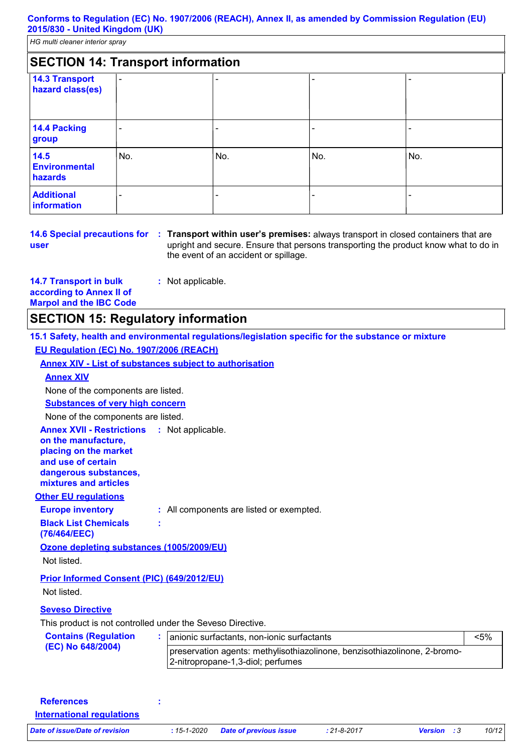## SECTION 14: Transport information

| | | | | |
|---|---|---|---|---|
| **14.3 Transport hazard class(es)** | - | - | - | - |
| **14.4 Packing group** | - | - | - | - |
| **14.5 Environmental hazards** | No. | No. | No. | No. |
| **Additional information** | - | - | - | - |

**14.6 Special precautions for user** : **Transport within user's premises:** always transport in closed containers that are upright and secure. Ensure that persons transporting the product know what to do in the event of an accident or spillage.

**14.7 Transport in bulk according to Annex II of Marpol and the IBC Code** : Not applicable.

## SECTION 15: Regulatory information

### 15.1 Safety, health and environmental regulations/legislation specific for the substance or mixture

**EU Regulation (EC) No. 1907/2006 (REACH)**

**Annex XIV - List of substances subject to authorisation**

**Annex XIV**

None of the components are listed.

**Substances of very high concern**

None of the components are listed.

**Annex XVII - Restrictions on the manufacture, placing on the market and use of certain dangerous substances, mixtures and articles** : Not applicable.

**Other EU regulations**

**Europe inventory** : All components are listed or exempted.

**Black List Chemicals (76/464/EEC)** :

**Ozone depleting substances (1005/2009/EU)**

Not listed.

**Prior Informed Consent (PIC) (649/2012/EU)**

Not listed.

**Seveso Directive**

This product is not controlled under the Seveso Directive.

**Contains (Regulation (EC) No 648/2004)** :

| | |
|---|---|
| anionic surfactants, non-ionic surfactants | <5% |
| preservation agents: methylisothiazolinone, benzisothiazolinone, 2-bromo-2-nitropropane-1,3-diol; perfumes | |

**References** :

**International regulations**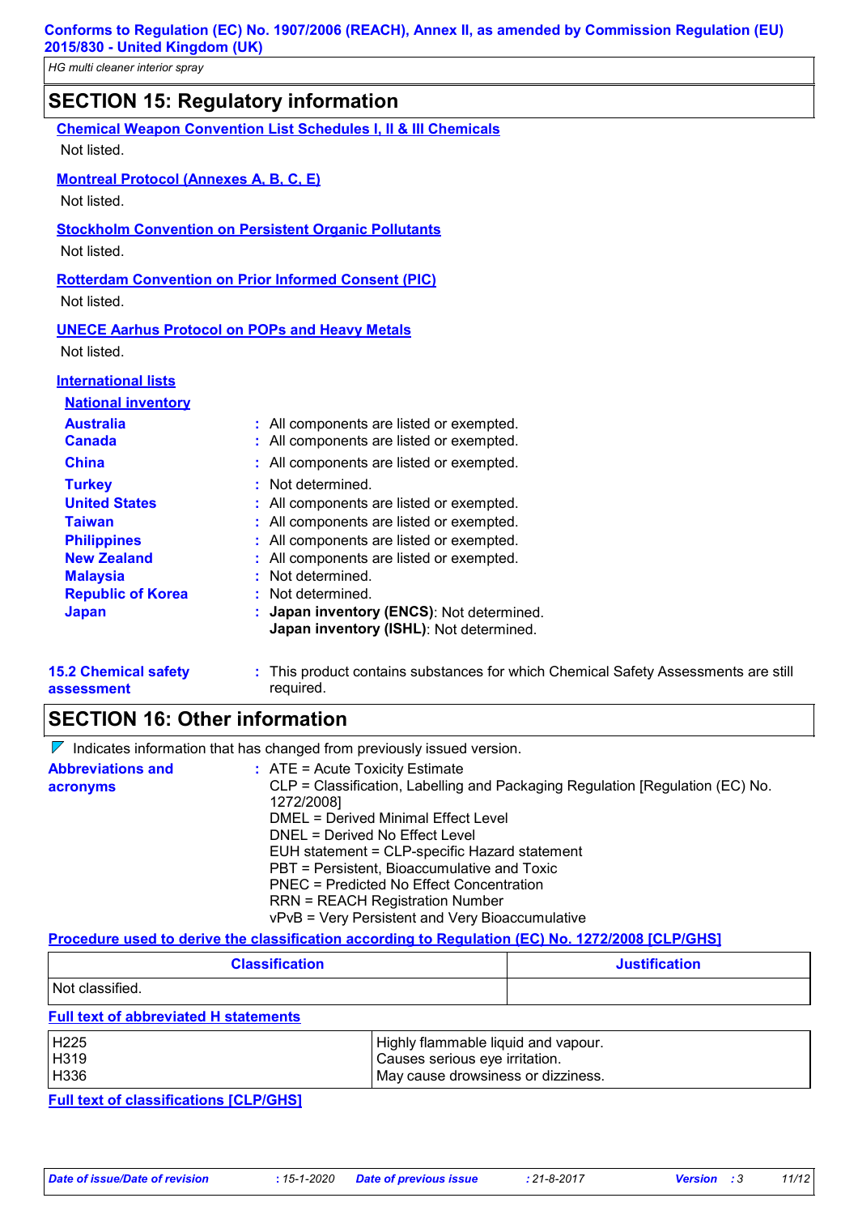## SECTION 15: Regulatory information

**Chemical Weapon Convention List Schedules I, II & III Chemicals**

Not listed.

**Montreal Protocol (Annexes A, B, C, E)**

Not listed.

**Stockholm Convention on Persistent Organic Pollutants**

Not listed.

**Rotterdam Convention on Prior Informed Consent (PIC)**

Not listed.

**UNECE Aarhus Protocol on POPs and Heavy Metals**

Not listed.

**International lists**

**National inventory**

**Australia** : All components are listed or exempted.
**Canada** : All components are listed or exempted.
**China** : All components are listed or exempted.
**Turkey** : Not determined.
**United States** : All components are listed or exempted.
**Taiwan** : All components are listed or exempted.
**Philippines** : All components are listed or exempted.
**New Zealand** : All components are listed or exempted.
**Malaysia** : Not determined.
**Republic of Korea** : Not determined.
**Japan** : **Japan inventory (ENCS)**: Not determined.
**Japan inventory (ISHL)**: Not determined.

**15.2 Chemical safety assessment** : This product contains substances for which Chemical Safety Assessments are still required.

## SECTION 16: Other information

Indicates information that has changed from previously issued version.

**Abbreviations and acronyms** : ATE = Acute Toxicity Estimate
CLP = Classification, Labelling and Packaging Regulation [Regulation (EC) No. 1272/2008]
DMEL = Derived Minimal Effect Level
DNEL = Derived No Effect Level
EUH statement = CLP-specific Hazard statement
PBT = Persistent, Bioaccumulative and Toxic
PNEC = Predicted No Effect Concentration
RRN = REACH Registration Number
vPvB = Very Persistent and Very Bioaccumulative

**Procedure used to derive the classification according to Regulation (EC) No. 1272/2008 [CLP/GHS]**

| Classification | Justification |
|---|---|
| Not classified. | |

**Full text of abbreviated H statements**

| | |
|---|---|
| H225 | Highly flammable liquid and vapour. |
| H319 | Causes serious eye irritation. |
| H336 | May cause drowsiness or dizziness. |

**Full text of classifications [CLP/GHS]**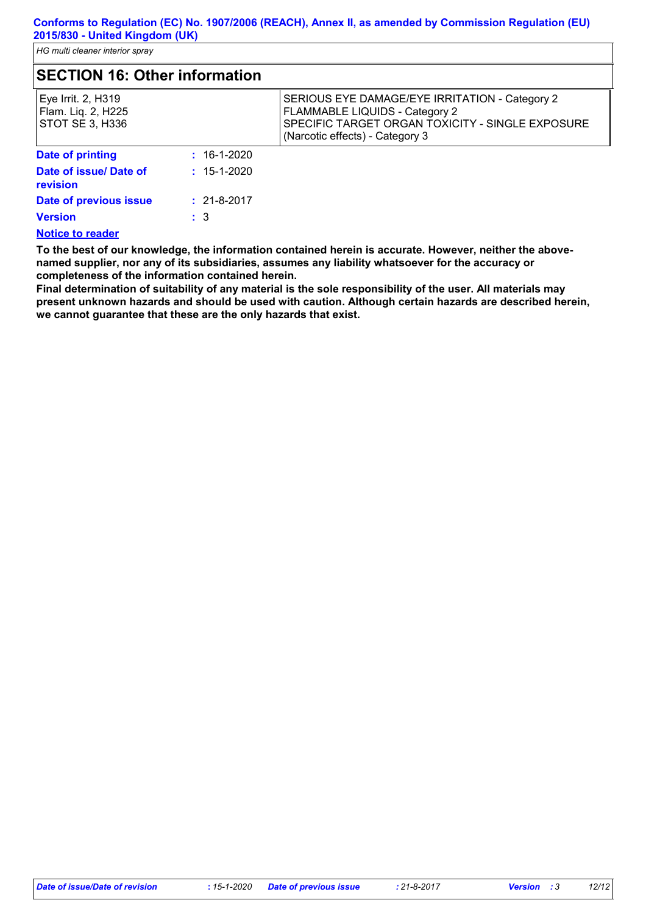## SECTION 16: Other information

| | |
|---|---|
| Eye Irrit. 2, H319<br>Flam. Liq. 2, H225<br>STOT SE 3, H336 | SERIOUS EYE DAMAGE/EYE IRRITATION - Category 2<br>FLAMMABLE LIQUIDS - Category 2<br>SPECIFIC TARGET ORGAN TOXICITY - SINGLE EXPOSURE (Narcotic effects) - Category 3 |

**Date of printing** : 16-1-2020

**Date of issue/ Date of revision** : 15-1-2020

**Date of previous issue** : 21-8-2017

**Version** : 3

**Notice to reader**

**To the best of our knowledge, the information contained herein is accurate. However, neither the above-named supplier, nor any of its subsidiaries, assumes any liability whatsoever for the accuracy or completeness of the information contained herein.**

**Final determination of suitability of any material is the sole responsibility of the user. All materials may present unknown hazards and should be used with caution. Although certain hazards are described herein, we cannot guarantee that these are the only hazards that exist.**